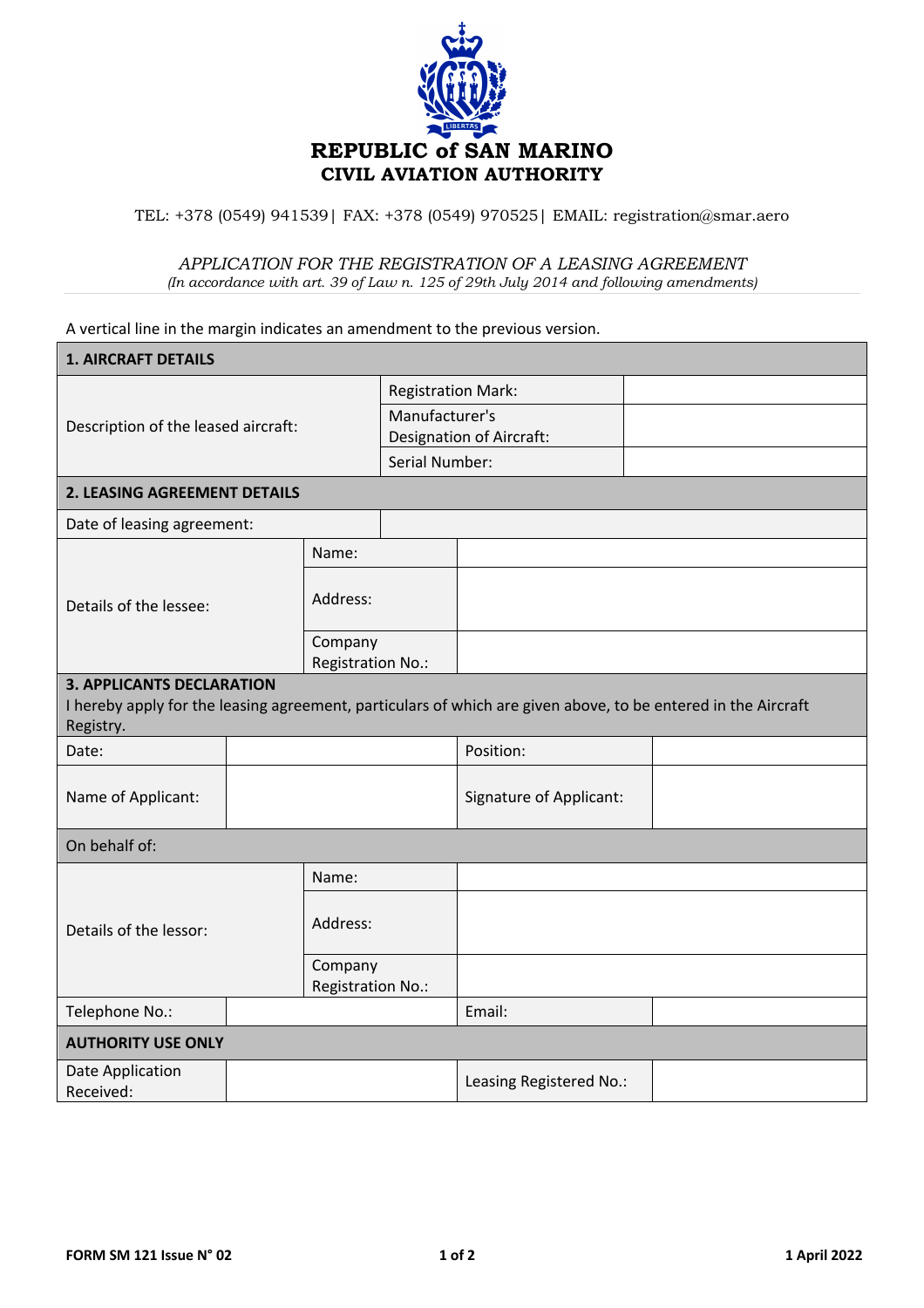# REPUBLIC of SAN MARINO
## CIVIL AVIATION AUTHORITY

TEL: +378 (0549) 941539| FAX: +378 (0549) 970525| EMAIL: registration@smar.aero

*APPLICATION FOR THE REGISTRATION OF A LEASING AGREEMENT*
*(In accordance with art. 39 of Law n. 125 of 29th July 2014 and following amendments)*

A vertical line in the margin indicates an amendment to the previous version.

| **1. AIRCRAFT DETAILS** | | |
|---|---|---|
| Description of the leased aircraft: | Registration Mark: | |
| | Manufacturer's Designation of Aircraft: | |
| | Serial Number: | |

| **2. LEASING AGREEMENT DETAILS** | | |
|---|---|---|
| Date of leasing agreement: | | |
| Details of the lessee: | Name: | |
| | Address: | |
| | Company Registration No.: | |

**3. APPLICANTS DECLARATION**
I hereby apply for the leasing agreement, particulars of which are given above, to be entered in the Aircraft Registry.

| Date: | | Position: | |
|---|---|---|---|
| Name of Applicant: | | Signature of Applicant: | |

| On behalf of: | | |
|---|---|---|
| Details of the lessor: | Name: | |
| | Address: | |
| | Company Registration No.: | |

| Telephone No.: | | Email: | |
|---|---|---|---|

| **AUTHORITY USE ONLY** | | | |
|---|---|---|---|
| Date Application Received: | | Leasing Registered No.: | |

**FORM SM 121 Issue N° 02** **1 April 2022**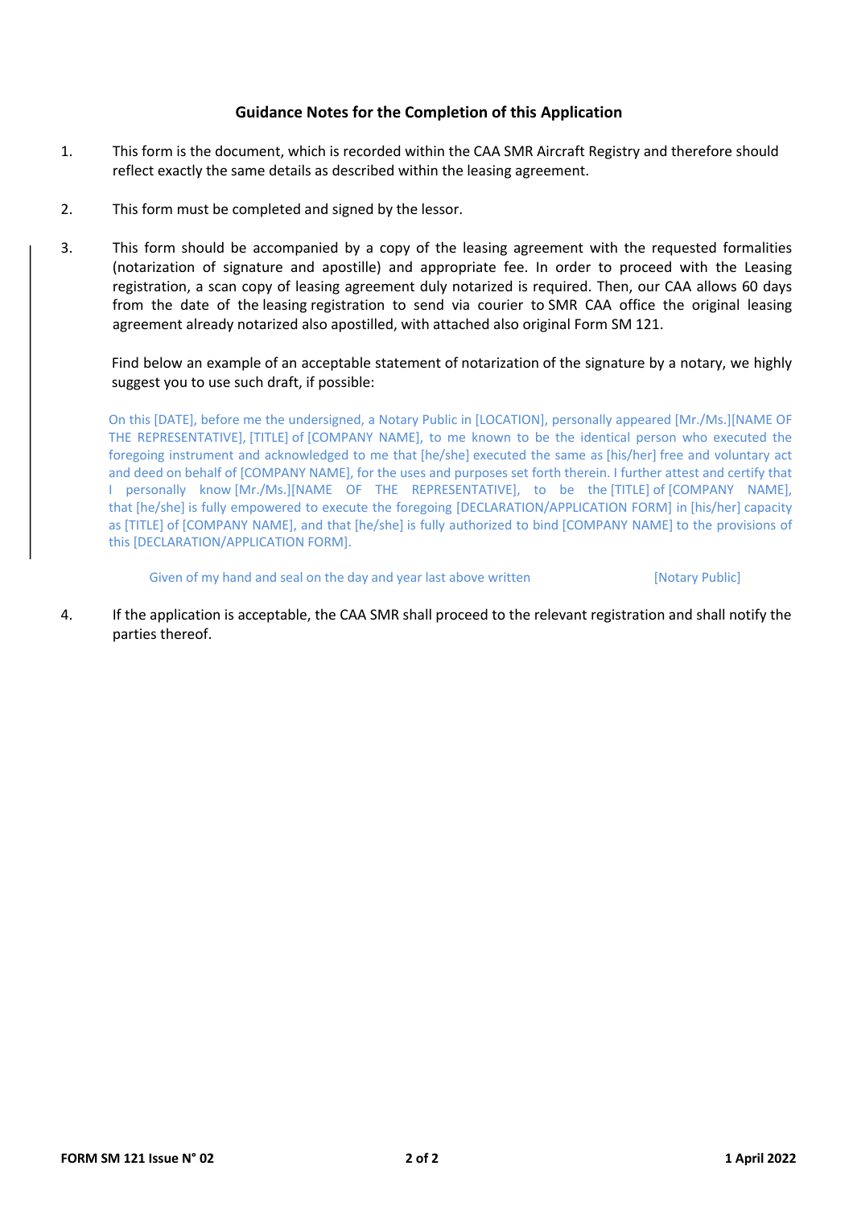## Guidance Notes for the Completion of this Application

1. This form is the document, which is recorded within the CAA SMR Aircraft Registry and therefore should reflect exactly the same details as described within the leasing agreement.

2. This form must be completed and signed by the lessor.

3. This form should be accompanied by a copy of the leasing agreement with the requested formalities (notarization of signature and apostille) and appropriate fee. In order to proceed with the Leasing registration, a scan copy of leasing agreement duly notarized is required. Then, our CAA allows 60 days from the date of the leasing registration to send via courier to SMR CAA office the original leasing agreement already notarized also apostilled, with attached also original Form SM 121.

   Find below an example of an acceptable statement of notarization of the signature by a notary, we highly suggest you to use such draft, if possible:

   On this [DATE], before me the undersigned, a Notary Public in [LOCATION], personally appeared [Mr./Ms.][NAME OF THE REPRESENTATIVE], [TITLE] of [COMPANY NAME], to me known to be the identical person who executed the foregoing instrument and acknowledged to me that [he/she] executed the same as [his/her] free and voluntary act and deed on behalf of [COMPANY NAME], for the uses and purposes set forth therein. I further attest and certify that I personally know [Mr./Ms.][NAME OF THE REPRESENTATIVE], to be the [TITLE] of [COMPANY NAME], that [he/she] is fully empowered to execute the foregoing [DECLARATION/APPLICATION FORM] in [his/her] capacity as [TITLE] of [COMPANY NAME], and that [he/she] is fully authorized to bind [COMPANY NAME] to the provisions of this [DECLARATION/APPLICATION FORM].

   Given of my hand and seal on the day and year last above written [Notary Public]

4. If the application is acceptable, the CAA SMR shall proceed to the relevant registration and shall notify the parties thereof.

**FORM SM 121 Issue N° 02** **1 April 2022**